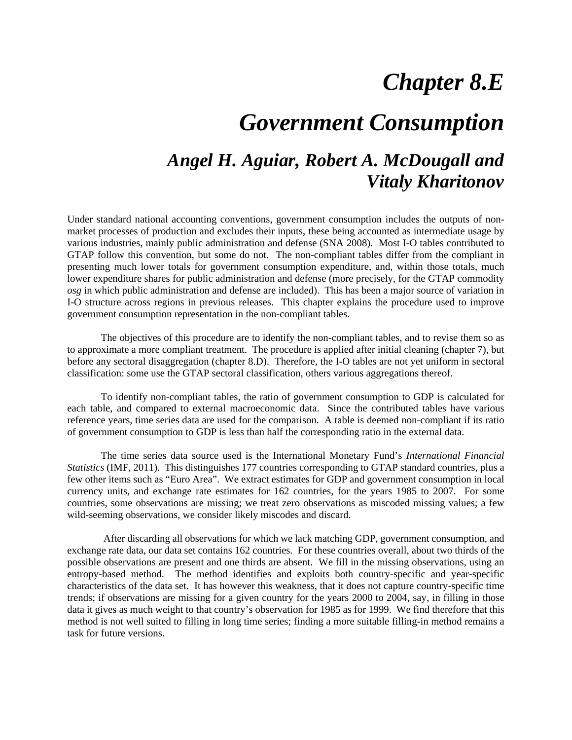# *Chapter 8.E*

# *Government Consumption*

## *Angel H. Aguiar, Robert A. McDougall and Vitaly Kharitonov*

Under standard national accounting conventions, government consumption includes the outputs of non-market processes of production and excludes their inputs, these being accounted as intermediate usage by various industries, mainly public administration and defense (SNA 2008). Most I-O tables contributed to GTAP follow this convention, but some do not. The non-compliant tables differ from the compliant in presenting much lower totals for government consumption expenditure, and, within those totals, much lower expenditure shares for public administration and defense (more precisely, for the GTAP commodity *osg* in which public administration and defense are included). This has been a major source of variation in I-O structure across regions in previous releases. This chapter explains the procedure used to improve government consumption representation in the non-compliant tables.

The objectives of this procedure are to identify the non-compliant tables, and to revise them so as to approximate a more compliant treatment. The procedure is applied after initial cleaning (chapter 7), but before any sectoral disaggregation (chapter 8.D). Therefore, the I-O tables are not yet uniform in sectoral classification: some use the GTAP sectoral classification, others various aggregations thereof.

To identify non-compliant tables, the ratio of government consumption to GDP is calculated for each table, and compared to external macroeconomic data. Since the contributed tables have various reference years, time series data are used for the comparison. A table is deemed non-compliant if its ratio of government consumption to GDP is less than half the corresponding ratio in the external data.

The time series data source used is the International Monetary Fund's *International Financial Statistics* (IMF, 2011). This distinguishes 177 countries corresponding to GTAP standard countries, plus a few other items such as "Euro Area". We extract estimates for GDP and government consumption in local currency units, and exchange rate estimates for 162 countries, for the years 1985 to 2007. For some countries, some observations are missing; we treat zero observations as miscoded missing values; a few wild-seeming observations, we consider likely miscodes and discard.

After discarding all observations for which we lack matching GDP, government consumption, and exchange rate data, our data set contains 162 countries. For these countries overall, about two thirds of the possible observations are present and one thirds are absent. We fill in the missing observations, using an entropy-based method. The method identifies and exploits both country-specific and year-specific characteristics of the data set. It has however this weakness, that it does not capture country-specific time trends; if observations are missing for a given country for the years 2000 to 2004, say, in filling in those data it gives as much weight to that country's observation for 1985 as for 1999. We find therefore that this method is not well suited to filling in long time series; finding a more suitable filling-in method remains a task for future versions.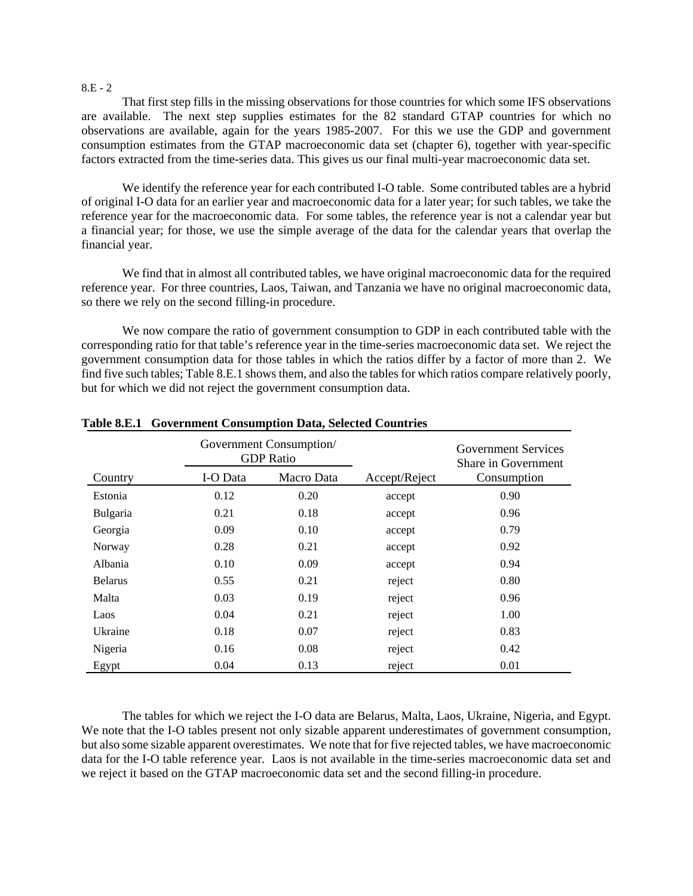That first step fills in the missing observations for those countries for which some IFS observations are available. The next step supplies estimates for the 82 standard GTAP countries for which no observations are available, again for the years 1985-2007. For this we use the GDP and government consumption estimates from the GTAP macroeconomic data set (chapter 6), together with year-specific factors extracted from the time-series data. This gives us our final multi-year macroeconomic data set.

We identify the reference year for each contributed I-O table. Some contributed tables are a hybrid of original I-O data for an earlier year and macroeconomic data for a later year; for such tables, we take the reference year for the macroeconomic data. For some tables, the reference year is not a calendar year but a financial year; for those, we use the simple average of the data for the calendar years that overlap the financial year.

We find that in almost all contributed tables, we have original macroeconomic data for the required reference year. For three countries, Laos, Taiwan, and Tanzania we have no original macroeconomic data, so there we rely on the second filling-in procedure.

We now compare the ratio of government consumption to GDP in each contributed table with the corresponding ratio for that table's reference year in the time-series macroeconomic data set. We reject the government consumption data for those tables in which the ratios differ by a factor of more than 2. We find five such tables; Table 8.E.1 shows them, and also the tables for which ratios compare relatively poorly, but for which we did not reject the government consumption data.

**Table 8.E.1 Government Consumption Data, Selected Countries**

| | Government Consumption/ GDP Ratio | | | Government Services Share in Government |
|---|---|---|---|---|
| Country | I-O Data | Macro Data | Accept/Reject | Consumption |
| Estonia | 0.12 | 0.20 | accept | 0.90 |
| Bulgaria | 0.21 | 0.18 | accept | 0.96 |
| Georgia | 0.09 | 0.10 | accept | 0.79 |
| Norway | 0.28 | 0.21 | accept | 0.92 |
| Albania | 0.10 | 0.09 | accept | 0.94 |
| Belarus | 0.55 | 0.21 | reject | 0.80 |
| Malta | 0.03 | 0.19 | reject | 0.96 |
| Laos | 0.04 | 0.21 | reject | 1.00 |
| Ukraine | 0.18 | 0.07 | reject | 0.83 |
| Nigeria | 0.16 | 0.08 | reject | 0.42 |
| Egypt | 0.04 | 0.13 | reject | 0.01 |

The tables for which we reject the I-O data are Belarus, Malta, Laos, Ukraine, Nigeria, and Egypt. We note that the I-O tables present not only sizable apparent underestimates of government consumption, but also some sizable apparent overestimates. We note that for five rejected tables, we have macroeconomic data for the I-O table reference year. Laos is not available in the time-series macroeconomic data set and we reject it based on the GTAP macroeconomic data set and the second filling-in procedure.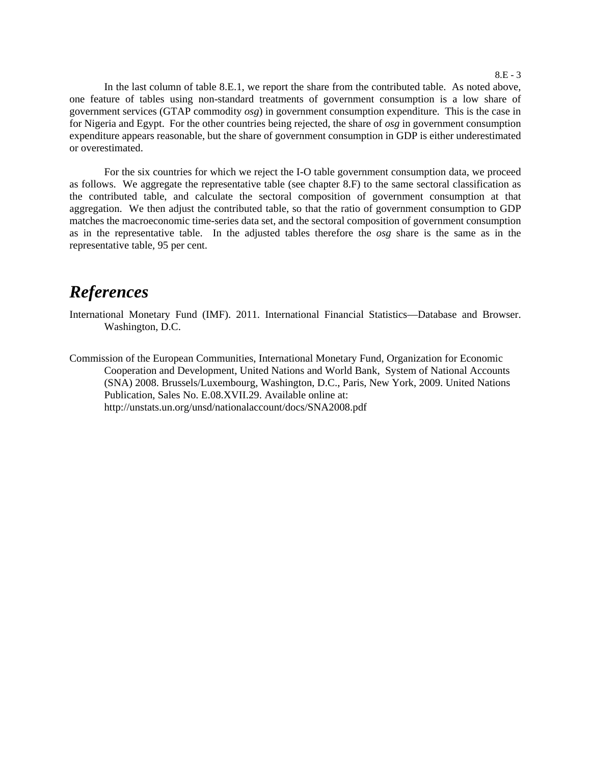In the last column of table 8.E.1, we report the share from the contributed table. As noted above, one feature of tables using non-standard treatments of government consumption is a low share of government services (GTAP commodity *osg*) in government consumption expenditure. This is the case in for Nigeria and Egypt. For the other countries being rejected, the share of *osg* in government consumption expenditure appears reasonable, but the share of government consumption in GDP is either underestimated or overestimated.

For the six countries for which we reject the I-O table government consumption data, we proceed as follows. We aggregate the representative table (see chapter 8.F) to the same sectoral classification as the contributed table, and calculate the sectoral composition of government consumption at that aggregation. We then adjust the contributed table, so that the ratio of government consumption to GDP matches the macroeconomic time-series data set, and the sectoral composition of government consumption as in the representative table. In the adjusted tables therefore the *osg* share is the same as in the representative table, 95 per cent.

## *References*

International Monetary Fund (IMF). 2011. International Financial Statistics—Database and Browser. Washington, D.C.

Commission of the European Communities, International Monetary Fund, Organization for Economic Cooperation and Development, United Nations and World Bank, System of National Accounts (SNA) 2008. Brussels/Luxembourg, Washington, D.C., Paris, New York, 2009. United Nations Publication, Sales No. E.08.XVII.29. Available online at: http://unstats.un.org/unsd/nationalaccount/docs/SNA2008.pdf